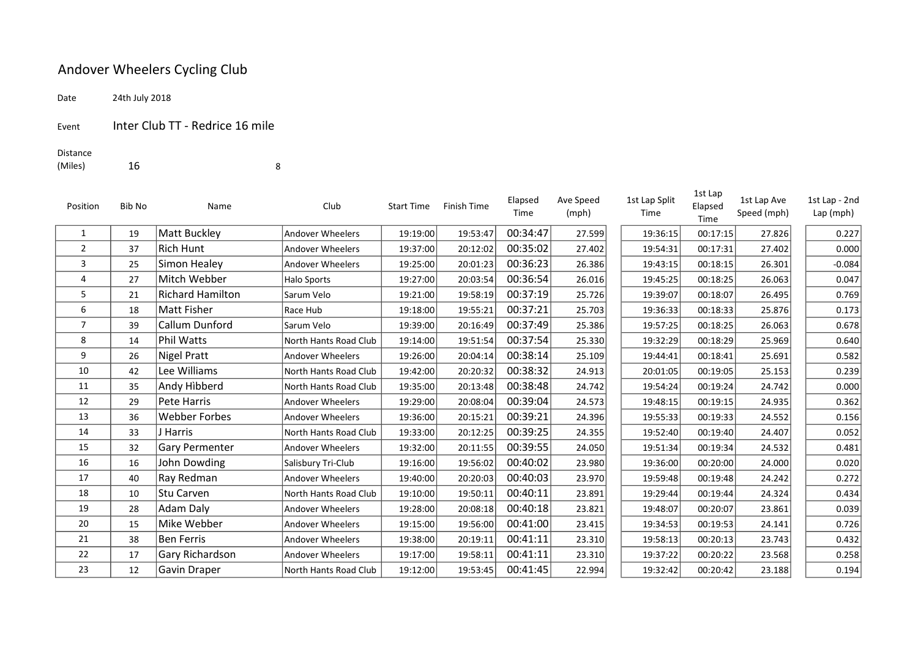# Andover Wheelers Cycling Club

Date 24th July 2018

Event Inter Club TT - Redrice 16 mile

Distance (Miles) 16 8

| Position | Bib No | Name | Club | Start Time | Finish Time | Elapsed Time | Ave Speed (mph) | 1st Lap Split Time | 1st Lap Elapsed Time | 1st Lap Ave Speed (mph) | 1st Lap - 2nd Lap (mph) |
|---|---|---|---|---|---|---|---|---|---|---|---|
| 1 | 19 | Matt Buckley | Andover Wheelers | 19:19:00 | 19:53:47 | 00:34:47 | 27.599 | 19:36:15 | 00:17:15 | 27.826 | 0.227 |
| 2 | 37 | Rich Hunt | Andover Wheelers | 19:37:00 | 20:12:02 | 00:35:02 | 27.402 | 19:54:31 | 00:17:31 | 27.402 | 0.000 |
| 3 | 25 | Simon Healey | Andover Wheelers | 19:25:00 | 20:01:23 | 00:36:23 | 26.386 | 19:43:15 | 00:18:15 | 26.301 | -0.084 |
| 4 | 27 | Mitch Webber | Halo Sports | 19:27:00 | 20:03:54 | 00:36:54 | 26.016 | 19:45:25 | 00:18:25 | 26.063 | 0.047 |
| 5 | 21 | Richard Hamilton | Sarum Velo | 19:21:00 | 19:58:19 | 00:37:19 | 25.726 | 19:39:07 | 00:18:07 | 26.495 | 0.769 |
| 6 | 18 | Matt Fisher | Race Hub | 19:18:00 | 19:55:21 | 00:37:21 | 25.703 | 19:36:33 | 00:18:33 | 25.876 | 0.173 |
| 7 | 39 | Callum Dunford | Sarum Velo | 19:39:00 | 20:16:49 | 00:37:49 | 25.386 | 19:57:25 | 00:18:25 | 26.063 | 0.678 |
| 8 | 14 | Phil Watts | North Hants Road Club | 19:14:00 | 19:51:54 | 00:37:54 | 25.330 | 19:32:29 | 00:18:29 | 25.969 | 0.640 |
| 9 | 26 | Nigel Pratt | Andover Wheelers | 19:26:00 | 20:04:14 | 00:38:14 | 25.109 | 19:44:41 | 00:18:41 | 25.691 | 0.582 |
| 10 | 42 | Lee Williams | North Hants Road Club | 19:42:00 | 20:20:32 | 00:38:32 | 24.913 | 20:01:05 | 00:19:05 | 25.153 | 0.239 |
| 11 | 35 | Andy Hibberd | North Hants Road Club | 19:35:00 | 20:13:48 | 00:38:48 | 24.742 | 19:54:24 | 00:19:24 | 24.742 | 0.000 |
| 12 | 29 | Pete Harris | Andover Wheelers | 19:29:00 | 20:08:04 | 00:39:04 | 24.573 | 19:48:15 | 00:19:15 | 24.935 | 0.362 |
| 13 | 36 | Webber Forbes | Andover Wheelers | 19:36:00 | 20:15:21 | 00:39:21 | 24.396 | 19:55:33 | 00:19:33 | 24.552 | 0.156 |
| 14 | 33 | J Harris | North Hants Road Club | 19:33:00 | 20:12:25 | 00:39:25 | 24.355 | 19:52:40 | 00:19:40 | 24.407 | 0.052 |
| 15 | 32 | Gary Permenter | Andover Wheelers | 19:32:00 | 20:11:55 | 00:39:55 | 24.050 | 19:51:34 | 00:19:34 | 24.532 | 0.481 |
| 16 | 16 | John Dowding | Salisbury Tri-Club | 19:16:00 | 19:56:02 | 00:40:02 | 23.980 | 19:36:00 | 00:20:00 | 24.000 | 0.020 |
| 17 | 40 | Ray Redman | Andover Wheelers | 19:40:00 | 20:20:03 | 00:40:03 | 23.970 | 19:59:48 | 00:19:48 | 24.242 | 0.272 |
| 18 | 10 | Stu Carven | North Hants Road Club | 19:10:00 | 19:50:11 | 00:40:11 | 23.891 | 19:29:44 | 00:19:44 | 24.324 | 0.434 |
| 19 | 28 | Adam Daly | Andover Wheelers | 19:28:00 | 20:08:18 | 00:40:18 | 23.821 | 19:48:07 | 00:20:07 | 23.861 | 0.039 |
| 20 | 15 | Mike Webber | Andover Wheelers | 19:15:00 | 19:56:00 | 00:41:00 | 23.415 | 19:34:53 | 00:19:53 | 24.141 | 0.726 |
| 21 | 38 | Ben Ferris | Andover Wheelers | 19:38:00 | 20:19:11 | 00:41:11 | 23.310 | 19:58:13 | 00:20:13 | 23.743 | 0.432 |
| 22 | 17 | Gary Richardson | Andover Wheelers | 19:17:00 | 19:58:11 | 00:41:11 | 23.310 | 19:37:22 | 00:20:22 | 23.568 | 0.258 |
| 23 | 12 | Gavin Draper | North Hants Road Club | 19:12:00 | 19:53:45 | 00:41:45 | 22.994 | 19:32:42 | 00:20:42 | 23.188 | 0.194 |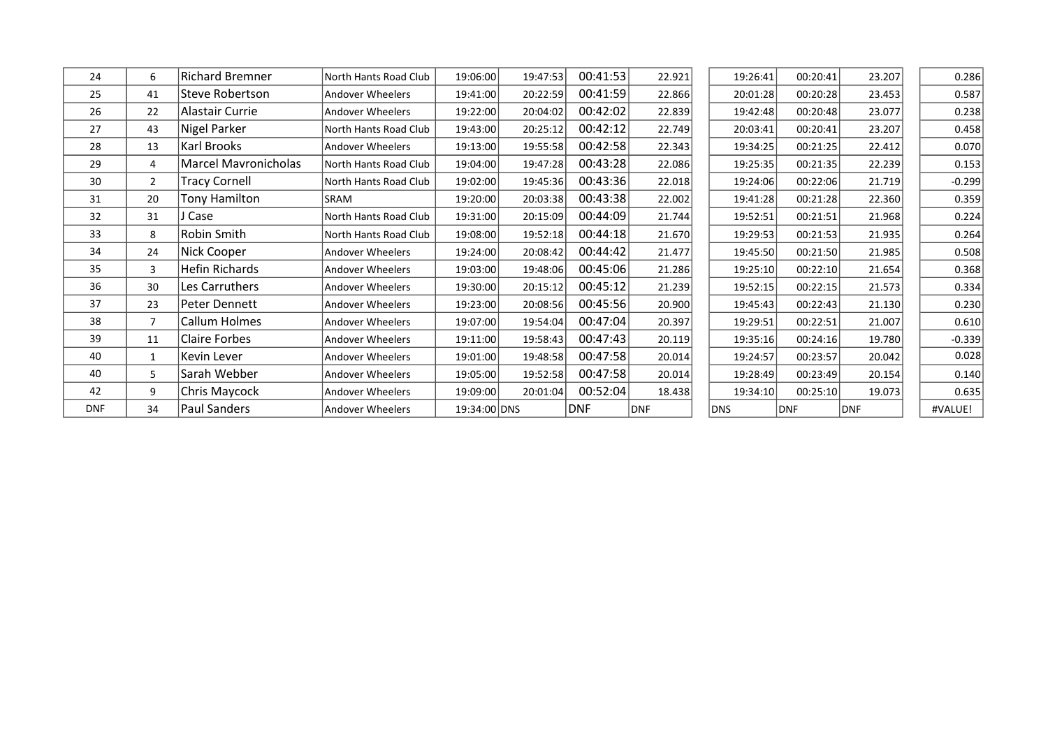| | | | | | | | | | | | | |
|---|---|---|---|---|---|---|---|---|---|---|---|---|
| 24 | 6 | Richard Bremner | North Hants Road Club | 19:06:00 | 19:47:53 | 00:41:53 | 22.921 | 19:26:41 | 00:20:41 | 23.207 | | 0.286 |
| 25 | 41 | Steve Robertson | Andover Wheelers | 19:41:00 | 20:22:59 | 00:41:59 | 22.866 | 20:01:28 | 00:20:28 | 23.453 | | 0.587 |
| 26 | 22 | Alastair Currie | Andover Wheelers | 19:22:00 | 20:04:02 | 00:42:02 | 22.839 | 19:42:48 | 00:20:48 | 23.077 | | 0.238 |
| 27 | 43 | Nigel Parker | North Hants Road Club | 19:43:00 | 20:25:12 | 00:42:12 | 22.749 | 20:03:41 | 00:20:41 | 23.207 | | 0.458 |
| 28 | 13 | Karl Brooks | Andover Wheelers | 19:13:00 | 19:55:58 | 00:42:58 | 22.343 | 19:34:25 | 00:21:25 | 22.412 | | 0.070 |
| 29 | 4 | Marcel Mavronicholas | North Hants Road Club | 19:04:00 | 19:47:28 | 00:43:28 | 22.086 | 19:25:35 | 00:21:35 | 22.239 | | 0.153 |
| 30 | 2 | Tracy Cornell | North Hants Road Club | 19:02:00 | 19:45:36 | 00:43:36 | 22.018 | 19:24:06 | 00:22:06 | 21.719 | | -0.299 |
| 31 | 20 | Tony Hamilton | SRAM | 19:20:00 | 20:03:38 | 00:43:38 | 22.002 | 19:41:28 | 00:21:28 | 22.360 | | 0.359 |
| 32 | 31 | J Case | North Hants Road Club | 19:31:00 | 20:15:09 | 00:44:09 | 21.744 | 19:52:51 | 00:21:51 | 21.968 | | 0.224 |
| 33 | 8 | Robin Smith | North Hants Road Club | 19:08:00 | 19:52:18 | 00:44:18 | 21.670 | 19:29:53 | 00:21:53 | 21.935 | | 0.264 |
| 34 | 24 | Nick Cooper | Andover Wheelers | 19:24:00 | 20:08:42 | 00:44:42 | 21.477 | 19:45:50 | 00:21:50 | 21.985 | | 0.508 |
| 35 | 3 | Hefin Richards | Andover Wheelers | 19:03:00 | 19:48:06 | 00:45:06 | 21.286 | 19:25:10 | 00:22:10 | 21.654 | | 0.368 |
| 36 | 30 | Les Carruthers | Andover Wheelers | 19:30:00 | 20:15:12 | 00:45:12 | 21.239 | 19:52:15 | 00:22:15 | 21.573 | | 0.334 |
| 37 | 23 | Peter Dennett | Andover Wheelers | 19:23:00 | 20:08:56 | 00:45:56 | 20.900 | 19:45:43 | 00:22:43 | 21.130 | | 0.230 |
| 38 | 7 | Callum Holmes | Andover Wheelers | 19:07:00 | 19:54:04 | 00:47:04 | 20.397 | 19:29:51 | 00:22:51 | 21.007 | | 0.610 |
| 39 | 11 | Claire Forbes | Andover Wheelers | 19:11:00 | 19:58:43 | 00:47:43 | 20.119 | 19:35:16 | 00:24:16 | 19.780 | | -0.339 |
| 40 | 1 | Kevin Lever | Andover Wheelers | 19:01:00 | 19:48:58 | 00:47:58 | 20.014 | 19:24:57 | 00:23:57 | 20.042 | | 0.028 |
| 40 | 5 | Sarah Webber | Andover Wheelers | 19:05:00 | 19:52:58 | 00:47:58 | 20.014 | 19:28:49 | 00:23:49 | 20.154 | | 0.140 |
| 42 | 9 | Chris Maycock | Andover Wheelers | 19:09:00 | 20:01:04 | 00:52:04 | 18.438 | 19:34:10 | 00:25:10 | 19.073 | | 0.635 |
| DNF | 34 | Paul Sanders | Andover Wheelers | 19:34:00 | DNS | DNF | DNF | DNS | DNF | DNF | | #VALUE! |